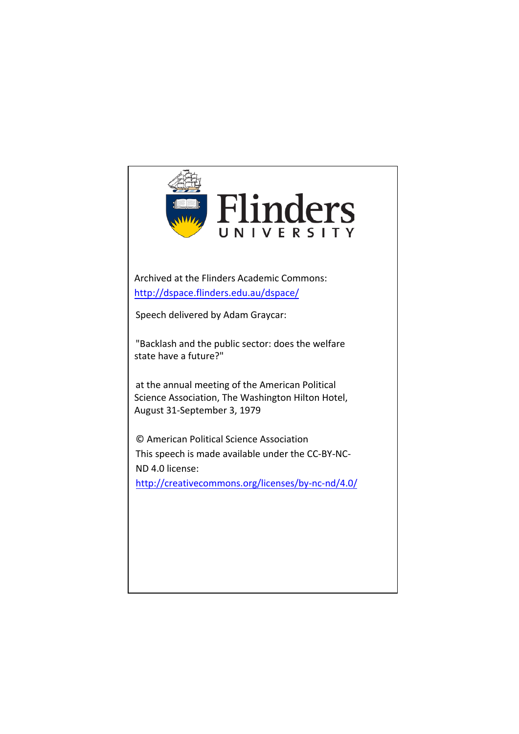Flinders UNIVERSITY

Archived at the Flinders Academic Commons:
http://dspace.flinders.edu.au/dspace/

Speech delivered by Adam Graycar:

"Backlash and the public sector: does the welfare state have a future?"

at the annual meeting of the American Political Science Association, The Washington Hilton Hotel, August 31-September 3, 1979

© American Political Science Association
This speech is made available under the CC-BY-NC-ND 4.0 license:
http://creativecommons.org/licenses/by-nc-nd/4.0/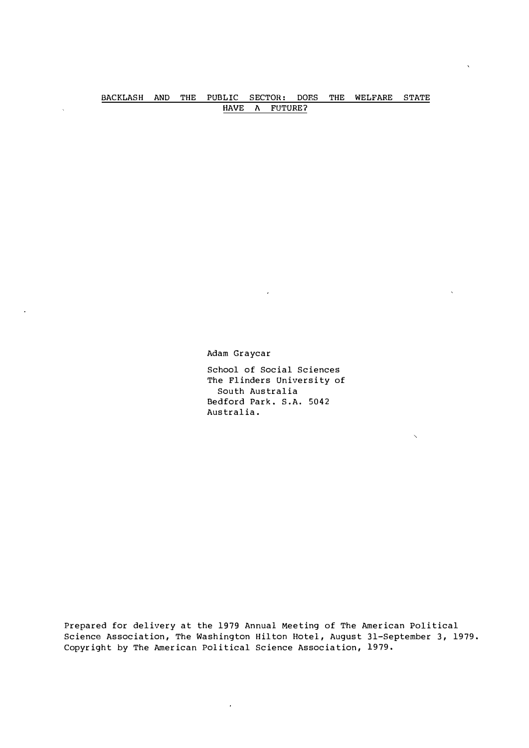# BACKLASH AND THE PUBLIC SECTOR: DOES THE WELFARE STATE HAVE A FUTURE?

Adam Graycar

School of Social Sciences
The Flinders University of
South Australia
Bedford Park. S.A. 5042
Australia.

Prepared for delivery at the 1979 Annual Meeting of The American Political Science Association, The Washington Hilton Hotel, August 31-September 3, 1979. Copyright by The American Political Science Association, 1979.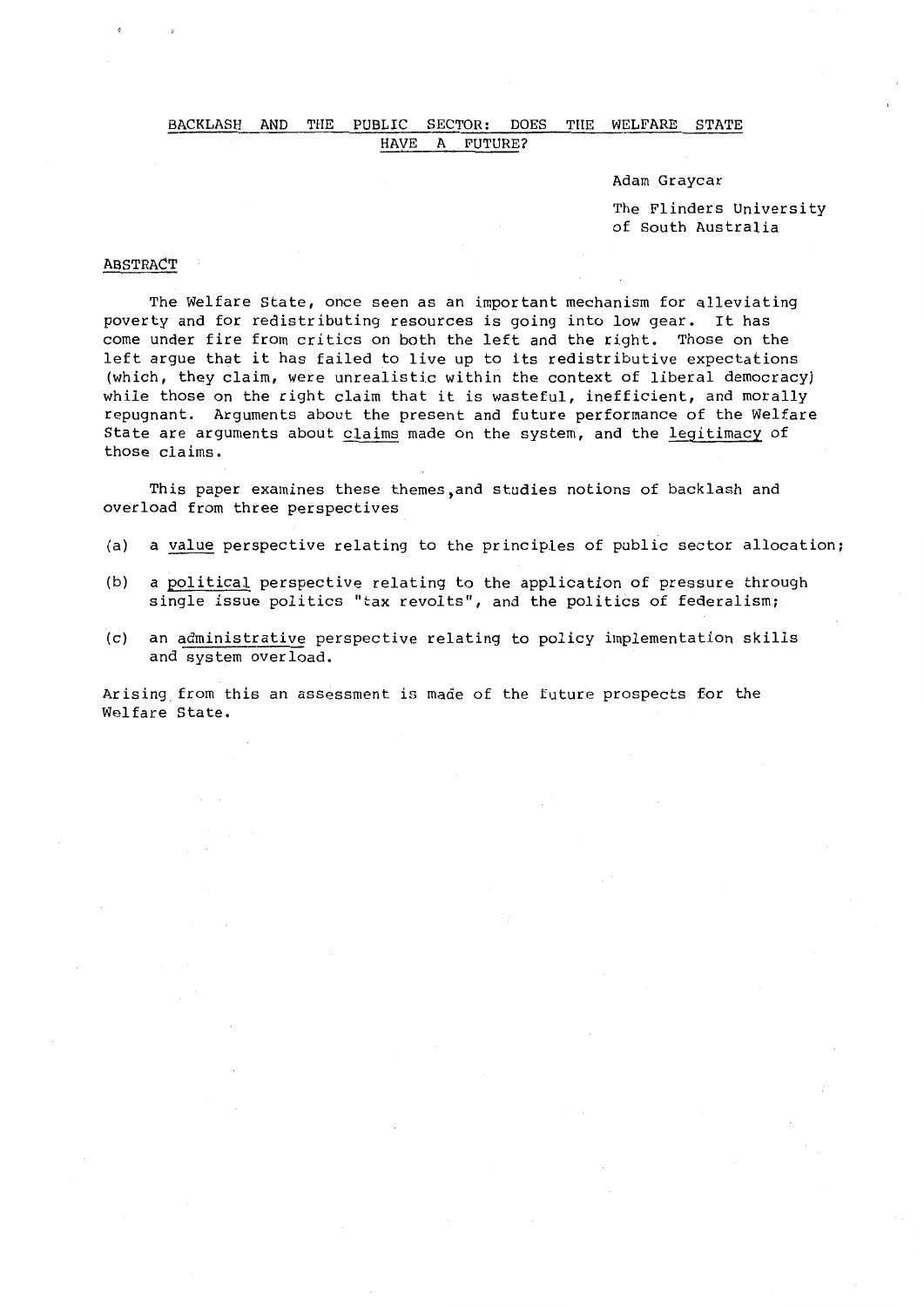## BACKLASH AND THE PUBLIC SECTOR: DOES THE WELFARE STATE HAVE A FUTURE?

Adam Graycar

The Flinders University of South Australia

### ABSTRACT

The Welfare State, once seen as an important mechanism for alleviating poverty and for redistributing resources is going into low gear. It has come under fire from critics on both the left and the right. Those on the left argue that it has failed to live up to its redistributive expectations (which, they claim, were unrealistic within the context of liberal democracy) while those on the right claim that it is wasteful, inefficient, and morally repugnant. Arguments about the present and future performance of the Welfare State are arguments about claims made on the system, and the legitimacy of those claims.

This paper examines these themes, and studies notions of backlash and overload from three perspectives

(a) a value perspective relating to the principles of public sector allocation;

(b) a political perspective relating to the application of pressure through single issue politics "tax revolts", and the politics of federalism;

(c) an administrative perspective relating to policy implementation skills and system overload.

Arising from this an assessment is made of the future prospects for the Welfare State.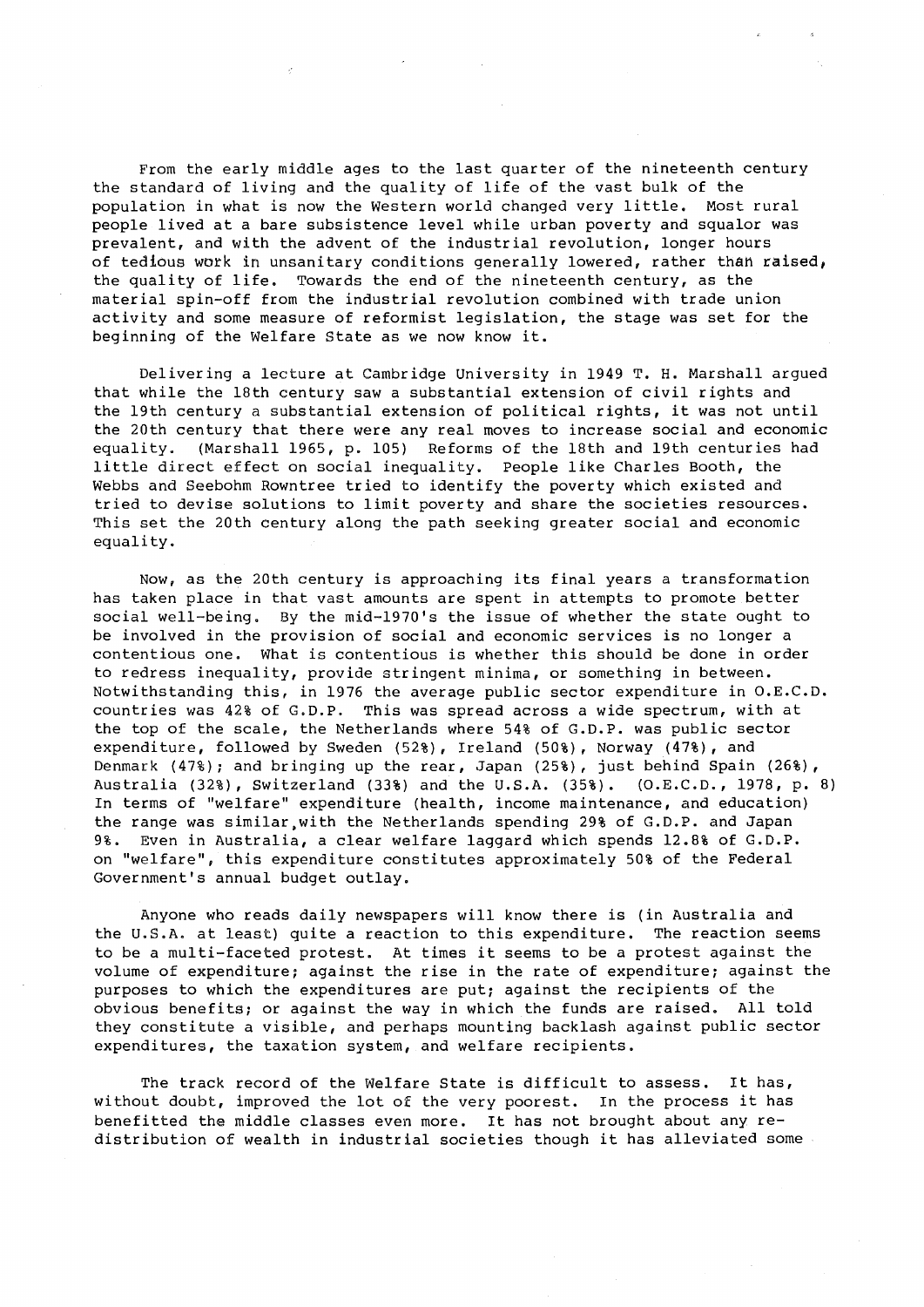From the early middle ages to the last quarter of the nineteenth century the standard of living and the quality of life of the vast bulk of the population in what is now the Western world changed very little. Most rural people lived at a bare subsistence level while urban poverty and squalor was prevalent, and with the advent of the industrial revolution, longer hours of tedious work in unsanitary conditions generally lowered, rather than raised, the quality of life. Towards the end of the nineteenth century, as the material spin-off from the industrial revolution combined with trade union activity and some measure of reformist legislation, the stage was set for the beginning of the Welfare State as we now know it.

Delivering a lecture at Cambridge University in 1949 T. H. Marshall argued that while the 18th century saw a substantial extension of civil rights and the 19th century a substantial extension of political rights, it was not until the 20th century that there were any real moves to increase social and economic equality. (Marshall 1965, p. 105) Reforms of the 18th and 19th centuries had little direct effect on social inequality. People like Charles Booth, the Webbs and Seebohm Rowntree tried to identify the poverty which existed and tried to devise solutions to limit poverty and share the societies resources. This set the 20th century along the path seeking greater social and economic equality.

Now, as the 20th century is approaching its final years a transformation has taken place in that vast amounts are spent in attempts to promote better social well-being. By the mid-1970's the issue of whether the state ought to be involved in the provision of social and economic services is no longer a contentious one. What is contentious is whether this should be done in order to redress inequality, provide stringent minima, or something in between. Notwithstanding this, in 1976 the average public sector expenditure in O.E.C.D. countries was 42% of G.D.P. This was spread across a wide spectrum, with at the top of the scale, the Netherlands where 54% of G.D.P. was public sector expenditure, followed by Sweden (52%), Ireland (50%), Norway (47%), and Denmark (47%); and bringing up the rear, Japan (25%), just behind Spain (26%), Australia (32%), Switzerland (33%) and the U.S.A. (35%). (O.E.C.D., 1978, p. 8) In terms of "welfare" expenditure (health, income maintenance, and education) the range was similar, with the Netherlands spending 29% of G.D.P. and Japan 9%. Even in Australia, a clear welfare laggard which spends 12.8% of G.D.P. on "welfare", this expenditure constitutes approximately 50% of the Federal Government's annual budget outlay.

Anyone who reads daily newspapers will know there is (in Australia and the U.S.A. at least) quite a reaction to this expenditure. The reaction seems to be a multi-faceted protest. At times it seems to be a protest against the volume of expenditure; against the rise in the rate of expenditure; against the purposes to which the expenditures are put; against the recipients of the obvious benefits; or against the way in which the funds are raised. All told they constitute a visible, and perhaps mounting backlash against public sector expenditures, the taxation system, and welfare recipients.

The track record of the Welfare State is difficult to assess. It has, without doubt, improved the lot of the very poorest. In the process it has benefitted the middle classes even more. It has not brought about any re-distribution of wealth in industrial societies though it has alleviated some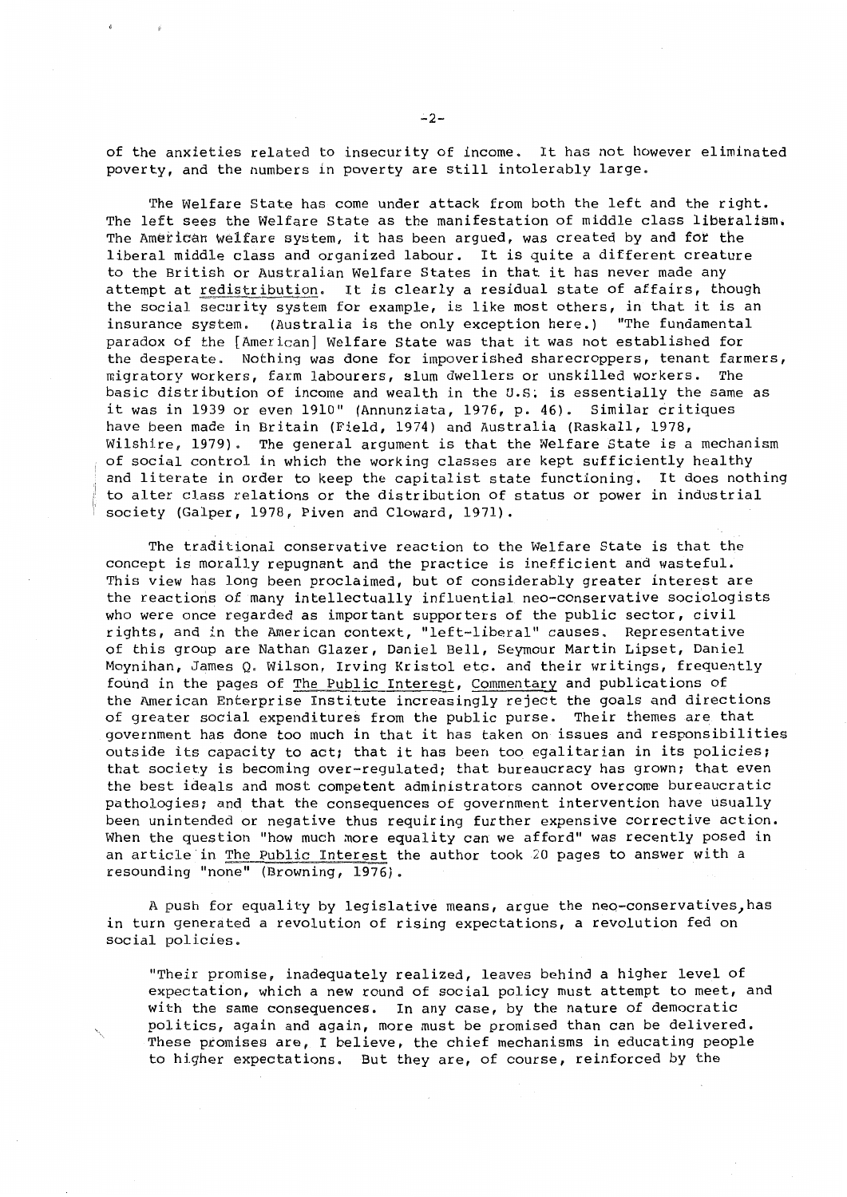of the anxieties related to insecurity of income. It has not however eliminated poverty, and the numbers in poverty are still intolerably large.

The Welfare State has come under attack from both the left and the right. The left sees the Welfare State as the manifestation of middle class liberalism. The American welfare system, it has been argued, was created by and for the liberal middle class and organized labour. It is quite a different creature to the British or Australian Welfare States in that it has never made any attempt at redistribution. It is clearly a residual state of affairs, though the social security system for example, is like most others, in that it is an insurance system. (Australia is the only exception here.) "The fundamental paradox of the [American] Welfare State was that it was not established for the desperate. Nothing was done for impoverished sharecroppers, tenant farmers, migratory workers, farm labourers, slum dwellers or unskilled workers. The basic distribution of income and wealth in the U.S. is essentially the same as it was in 1939 or even 1910" (Annunziata, 1976, p. 46). Similar critiques have been made in Britain (Field, 1974) and Australia (Raskall, 1978, Wilshire, 1979). The general argument is that the Welfare State is a mechanism of social control in which the working classes are kept sufficiently healthy and literate in order to keep the capitalist state functioning. It does nothing to alter class relations or the distribution of status or power in industrial society (Galper, 1978, Piven and Cloward, 1971).

The traditional conservative reaction to the Welfare State is that the concept is morally repugnant and the practice is inefficient and wasteful. This view has long been proclaimed, but of considerably greater interest are the reactions of many intellectually influential neo-conservative sociologists who were once regarded as important supporters of the public sector, civil rights, and in the American context, "left-liberal" causes. Representative of this group are Nathan Glazer, Daniel Bell, Seymour Martin Lipset, Daniel Moynihan, James Q. Wilson, Irving Kristol etc. and their writings, frequently found in the pages of The Public Interest, Commentary and publications of the American Enterprise Institute increasingly reject the goals and directions of greater social expenditures from the public purse. Their themes are that government has done too much in that it has taken on issues and responsibilities outside its capacity to act; that it has been too egalitarian in its policies; that society is becoming over-regulated; that bureaucracy has grown; that even the best ideals and most competent administrators cannot overcome bureaucratic pathologies; and that the consequences of government intervention have usually been unintended or negative thus requiring further expensive corrective action. When the question "how much more equality can we afford" was recently posed in an article in The Public Interest the author took 20 pages to answer with a resounding "none" (Browning, 1976).

A push for equality by legislative means, argue the neo-conservatives, has in turn generated a revolution of rising expectations, a revolution fed on social policies.

> "Their promise, inadequately realized, leaves behind a higher level of expectation, which a new round of social policy must attempt to meet, and with the same consequences. In any case, by the nature of democratic politics, again and again, more must be promised than can be delivered. These promises are, I believe, the chief mechanisms in educating people to higher expectations. But they are, of course, reinforced by the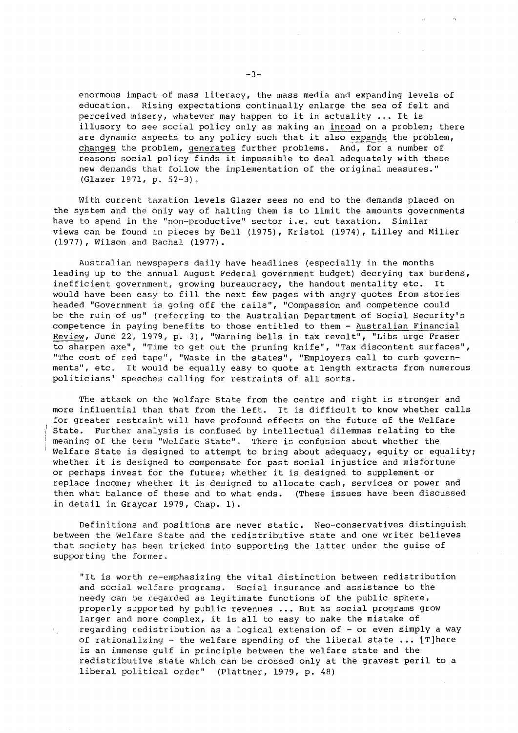enormous impact of mass literacy, the mass media and expanding levels of education. Rising expectations continually enlarge the sea of felt and perceived misery, whatever may happen to it in actuality ... It is illusory to see social policy only as making an <u>inroad</u> on a problem; there are dynamic aspects to any policy such that it also <u>expands</u> the problem, <u>changes</u> the problem, <u>generates</u> further problems. And, for a number of reasons social policy finds it impossible to deal adequately with these new demands that follow the implementation of the original measures." (Glazer 1971, p. 52-3).

With current taxation levels Glazer sees no end to the demands placed on the system and the only way of halting them is to limit the amounts governments have to spend in the "non-productive" sector i.e. cut taxation. Similar views can be found in pieces by Bell (1975), Kristol (1974), Lilley and Miller (1977), Wilson and Rachal (1977).

Australian newspapers daily have headlines (especially in the months leading up to the annual August Federal government budget) decrying tax burdens, inefficient government, growing bureaucracy, the handout mentality etc. It would have been easy to fill the next few pages with angry quotes from stories headed "Government is going off the rails", "Compassion and competence could be the ruin of us" (referring to the Australian Department of Social Security's competence in paying benefits to those entitled to them - <u>Australian Financial Review</u>, June 22, 1979, p. 3), "Warning bells in tax revolt", "Libs urge Fraser to sharpen axe", "Time to get out the pruning knife", "Tax discontent surfaces", "The cost of red tape", "Waste in the states", "Employers call to curb governments", etc. It would be equally easy to quote at length extracts from numerous politicians' speeches calling for restraints of all sorts.

The attack on the Welfare State from the centre and right is stronger and more influential than that from the left. It is difficult to know whether calls for greater restraint will have profound effects on the future of the Welfare State. Further analysis is confused by intellectual dilemmas relating to the meaning of the term "Welfare State". There is confusion about whether the Welfare State is designed to attempt to bring about adequacy, equity or equality; whether it is designed to compensate for past social injustice and misfortune or perhaps invest for the future; whether it is designed to supplement or replace income; whether it is designed to allocate cash, services or power and then what balance of these and to what ends. (These issues have been discussed in detail in Graycar 1979, Chap. 1).

Definitions and positions are never static. Neo-conservatives distinguish between the Welfare State and the redistributive state and one writer believes that society has been tricked into supporting the latter under the guise of supporting the former.

"It is worth re-emphasizing the vital distinction between redistribution and social welfare programs. Social insurance and assistance to the needy can be regarded as legitimate functions of the public sphere, properly supported by public revenues ... But as social programs grow larger and more complex, it is all to easy to make the mistake of regarding redistribution as a logical extension of - or even simply a way of rationalizing - the welfare spending of the liberal state ... [T]here is an immense gulf in principle between the welfare state and the redistributive state which can be crossed only at the gravest peril to a liberal political order" (Plattner, 1979, p. 48)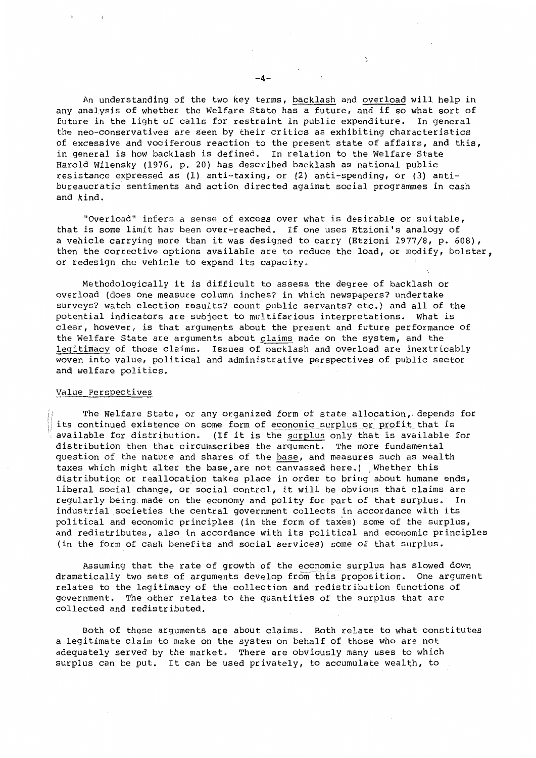An understanding of the two key terms, backlash and overload will help in any analysis of whether the Welfare State has a future, and if so what sort of future in the light of calls for restraint in public expenditure. In general the neo-conservatives are seen by their critics as exhibiting characteristics of excessive and vociferous reaction to the present state of affairs, and this, in general is how backlash is defined. In relation to the Welfare State Harold Wilensky (1976, p. 20) has described backlash as national public resistance expressed as (1) anti-taxing, or (2) anti-spending, or (3) anti-bureaucratic sentiments and action directed against social programmes in cash and kind.

"Overload" infers a sense of excess over what is desirable or suitable, that is some limit has been over-reached. If one uses Etzioni's analogy of a vehicle carrying more than it was designed to carry (Etzioni 1977/8, p. 608), then the corrective options available are to reduce the load, or modify, bolster, or redesign the vehicle to expand its capacity.

Methodologically it is difficult to assess the degree of backlash or overload (does one measure column inches? in which newspapers? undertake surveys? watch election results? count public servants? etc.) and all of the potential indicators are subject to multifarious interpretations. What is clear, however, is that arguments about the present and future performance of the Welfare State are arguments about claims made on the system, and the legitimacy of those claims. Issues of backlash and overload are inextricably woven into value, political and administrative perspectives of public sector and welfare politics.

## Value Perspectives

The Welfare State, or any organized form of state allocation, depends for its continued existence on some form of economic surplus or profit that is available for distribution. (If it is the surplus only that is available for distribution then that circumscribes the argument. The more fundamental question of the nature and shares of the base, and measures such as wealth taxes which might alter the base, are not canvassed here.) Whether this distribution or reallocation takes place in order to bring about humane ends, liberal social change, or social control, it will be obvious that claims are regularly being made on the economy and polity for part of that surplus. In industrial societies the central government collects in accordance with its political and economic principles (in the form of taxes) some of the surplus, and redistributes, also in accordance with its political and economic principles (in the form of cash benefits and social services) some of that surplus.

Assuming that the rate of growth of the economic surplus has slowed down dramatically two sets of arguments develop from this proposition. One argument relates to the legitimacy of the collection and redistribution functions of government. The other relates to the quantities of the surplus that are collected and redistributed.

Both of these arguments are about claims. Both relate to what constitutes a legitimate claim to make on the system on behalf of those who are not adequately served by the market. There are obviously many uses to which surplus can be put. It can be used privately, to accumulate wealth, to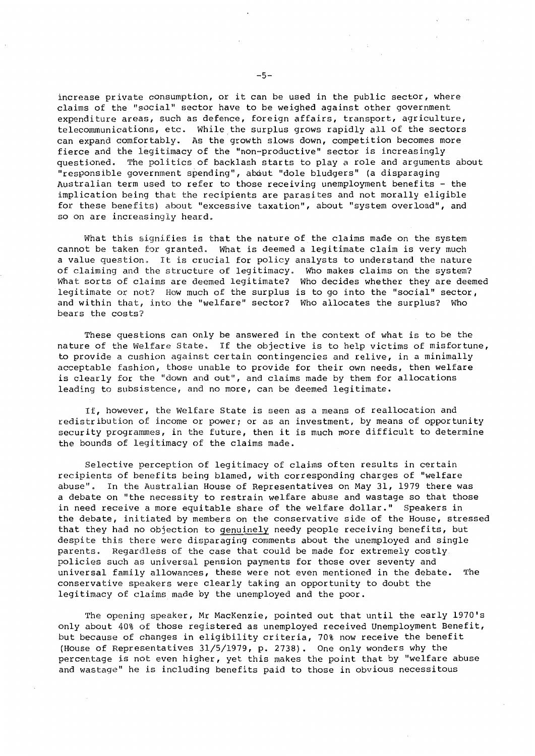increase private consumption, or it can be used in the public sector, where claims of the "social" sector have to be weighed against other government expenditure areas, such as defence, foreign affairs, transport, agriculture, telecommunications, etc. While the surplus grows rapidly all of the sectors can expand comfortably. As the growth slows down, competition becomes more fierce and the legitimacy of the "non-productive" sector is increasingly questioned. The politics of backlash starts to play a role and arguments about "responsible government spending", about "dole bludgers" (a disparaging Australian term used to refer to those receiving unemployment benefits - the implication being that the recipients are parasites and not morally eligible for these benefits) about "excessive taxation", about "system overload", and so on are increasingly heard.

What this signifies is that the nature of the claims made on the system cannot be taken for granted. What is deemed a legitimate claim is very much a value question. It is crucial for policy analysts to understand the nature of claiming and the structure of legitimacy. Who makes claims on the system? What sorts of claims are deemed legitimate? Who decides whether they are deemed legitimate or not? How much of the surplus is to go into the "social" sector, and within that, into the "welfare" sector? Who allocates the surplus? Who bears the costs?

These questions can only be answered in the context of what is to be the nature of the Welfare State. If the objective is to help victims of misfortune, to provide a cushion against certain contingencies and relive, in a minimally acceptable fashion, those unable to provide for their own needs, then welfare is clearly for the "down and out", and claims made by them for allocations leading to subsistence, and no more, can be deemed legitimate.

If, however, the Welfare State is seen as a means of reallocation and redistribution of income or power; or as an investment, by means of opportunity security programmes, in the future, then it is much more difficult to determine the bounds of legitimacy of the claims made.

Selective perception of legitimacy of claims often results in certain recipients of benefits being blamed, with corresponding charges of "welfare abuse". In the Australian House of Representatives on May 31, 1979 there was a debate on "the necessity to restrain welfare abuse and wastage so that those in need receive a more equitable share of the welfare dollar." Speakers in the debate, initiated by members on the conservative side of the House, stressed that they had no objection to genuinely needy people receiving benefits, but despite this there were disparaging comments about the unemployed and single parents. Regardless of the case that could be made for extremely costly policies such as universal pension payments for those over seventy and universal family allowances, these were not even mentioned in the debate. The conservative speakers were clearly taking an opportunity to doubt the legitimacy of claims made by the unemployed and the poor.

The opening speaker, Mr MacKenzie, pointed out that until the early 1970's only about 40% of those registered as unemployed received Unemployment Benefit, but because of changes in eligibility criteria, 70% now receive the benefit (House of Representatives 31/5/1979, p. 2738). One only wonders why the percentage is not even higher, yet this makes the point that by "welfare abuse and wastage" he is including benefits paid to those in obvious necessitous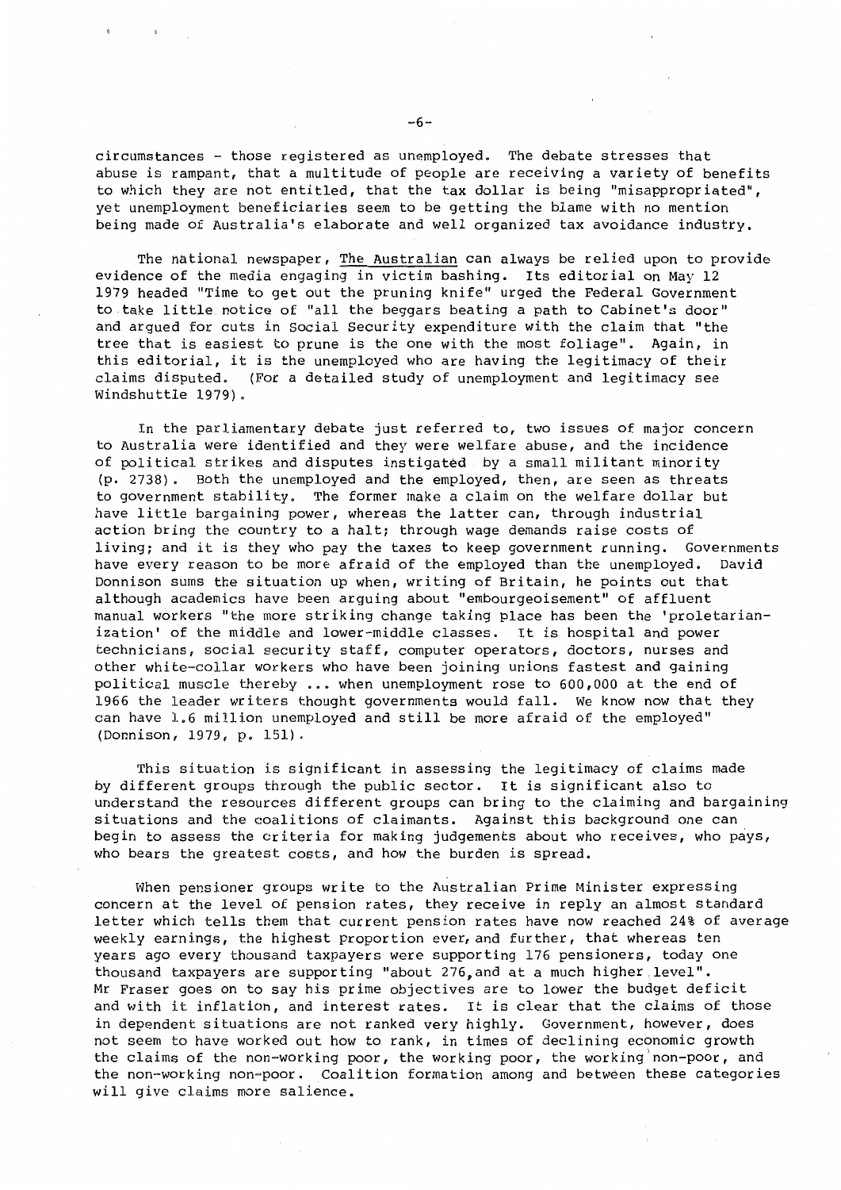circumstances - those registered as unemployed. The debate stresses that abuse is rampant, that a multitude of people are receiving a variety of benefits to which they are not entitled, that the tax dollar is being "misappropriated", yet unemployment beneficiaries seem to be getting the blame with no mention being made of Australia's elaborate and well organized tax avoidance industry.

The national newspaper, The Australian can always be relied upon to provide evidence of the media engaging in victim bashing. Its editorial on May 12 1979 headed "Time to get out the pruning knife" urged the Federal Government to take little notice of "all the beggars beating a path to Cabinet's door" and argued for cuts in Social Security expenditure with the claim that "the tree that is easiest to prune is the one with the most foliage". Again, in this editorial, it is the unemployed who are having the legitimacy of their claims disputed. (For a detailed study of unemployment and legitimacy see Windshuttle 1979).

In the parliamentary debate just referred to, two issues of major concern to Australia were identified and they were welfare abuse, and the incidence of political strikes and disputes instigated by a small militant minority (p. 2738). Both the unemployed and the employed, then, are seen as threats to government stability. The former make a claim on the welfare dollar but have little bargaining power, whereas the latter can, through industrial action bring the country to a halt; through wage demands raise costs of living; and it is they who pay the taxes to keep government running. Governments have every reason to be more afraid of the employed than the unemployed. David Donnison sums the situation up when, writing of Britain, he points out that although academics have been arguing about "embourgeoisement" of affluent manual workers "the more striking change taking place has been the 'proletarianization' of the middle and lower-middle classes. It is hospital and power technicians, social security staff, computer operators, doctors, nurses and other white-collar workers who have been joining unions fastest and gaining political muscle thereby ... when unemployment rose to 600,000 at the end of 1966 the leader writers thought governments would fall. We know now that they can have 1.6 million unemployed and still be more afraid of the employed" (Donnison, 1979, p. 151).

This situation is significant in assessing the legitimacy of claims made by different groups through the public sector. It is significant also to understand the resources different groups can bring to the claiming and bargaining situations and the coalitions of claimants. Against this background one can begin to assess the criteria for making judgements about who receives, who pays, who bears the greatest costs, and how the burden is spread.

When pensioner groups write to the Australian Prime Minister expressing concern at the level of pension rates, they receive in reply an almost standard letter which tells them that current pension rates have now reached 24% of average weekly earnings, the highest proportion ever, and further, that whereas ten years ago every thousand taxpayers were supporting 176 pensioners, today one thousand taxpayers are supporting "about 276,and at a much higher level". Mr Fraser goes on to say his prime objectives are to lower the budget deficit and with it inflation, and interest rates. It is clear that the claims of those in dependent situations are not ranked very highly. Government, however, does not seem to have worked out how to rank, in times of declining economic growth the claims of the non-working poor, the working poor, the working non-poor, and the non-working non-poor. Coalition formation among and between these categories will give claims more salience.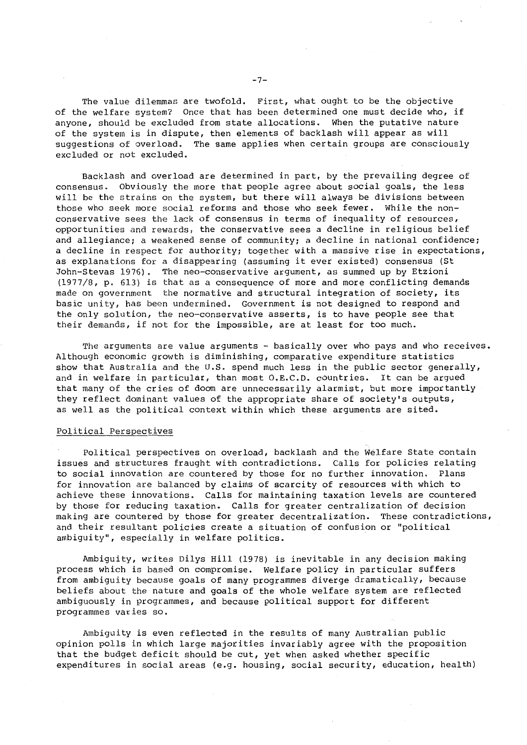The value dilemmas are twofold. First, what ought to be the objective of the welfare system? Once that has been determined one must decide who, if anyone, should be excluded from state allocations. When the putative nature of the system is in dispute, then elements of backlash will appear as will suggestions of overload. The same applies when certain groups are consciously excluded or not excluded.

Backlash and overload are determined in part, by the prevailing degree of consensus. Obviously the more that people agree about social goals, the less will be the strains on the system, but there will always be divisions between those who seek more social reforms and those who seek fewer. While the non-conservative sees the lack of consensus in terms of inequality of resources, opportunities and rewards, the conservative sees a decline in religious belief and allegiance; a weakened sense of community; a decline in national confidence; a decline in respect for authority; together with a massive rise in expectations, as explanations for a disappearing (assuming it ever existed) consensus (St John-Stevas 1976). The neo-conservative argument, as summed up by Etzioni (1977/8, p. 613) is that as a consequence of more and more conflicting demands made on government the normative and structural integration of society, its basic unity, has been undermined. Government is not designed to respond and the only solution, the neo-conservative asserts, is to have people see that their demands, if not for the impossible, are at least for too much.

The arguments are value arguments - basically over who pays and who receives. Although economic growth is diminishing, comparative expenditure statistics show that Australia and the U.S. spend much less in the public sector generally, and in welfare in particular, than most O.E.C.D. countries. It can be argued that many of the cries of doom are unnecessarily alarmist, but more importantly they reflect dominant values of the appropriate share of society's outputs, as well as the political context within which these arguments are sited.

## Political Perspectives

Political perspectives on overload, backlash and the Welfare State contain issues and structures fraught with contradictions. Calls for policies relating to social innovation are countered by those for no further innovation. Plans for innovation are balanced by claims of scarcity of resources with which to achieve these innovations. Calls for maintaining taxation levels are countered by those for reducing taxation. Calls for greater centralization of decision making are countered by those for greater decentralization. These contradictions, and their resultant policies create a situation of confusion or "political ambiguity", especially in welfare politics.

Ambiguity, writes Dilys Hill (1978) is inevitable in any decision making process which is based on compromise. Welfare policy in particular suffers from ambiguity because goals of many programmes diverge dramatically, because beliefs about the nature and goals of the whole welfare system are reflected ambiguously in programmes, and because political support for different programmes varies so.

Ambiguity is even reflected in the results of many Australian public opinion polls in which large majorities invariably agree with the proposition that the budget deficit should be cut, yet when asked whether specific expenditures in social areas (e.g. housing, social security, education, health)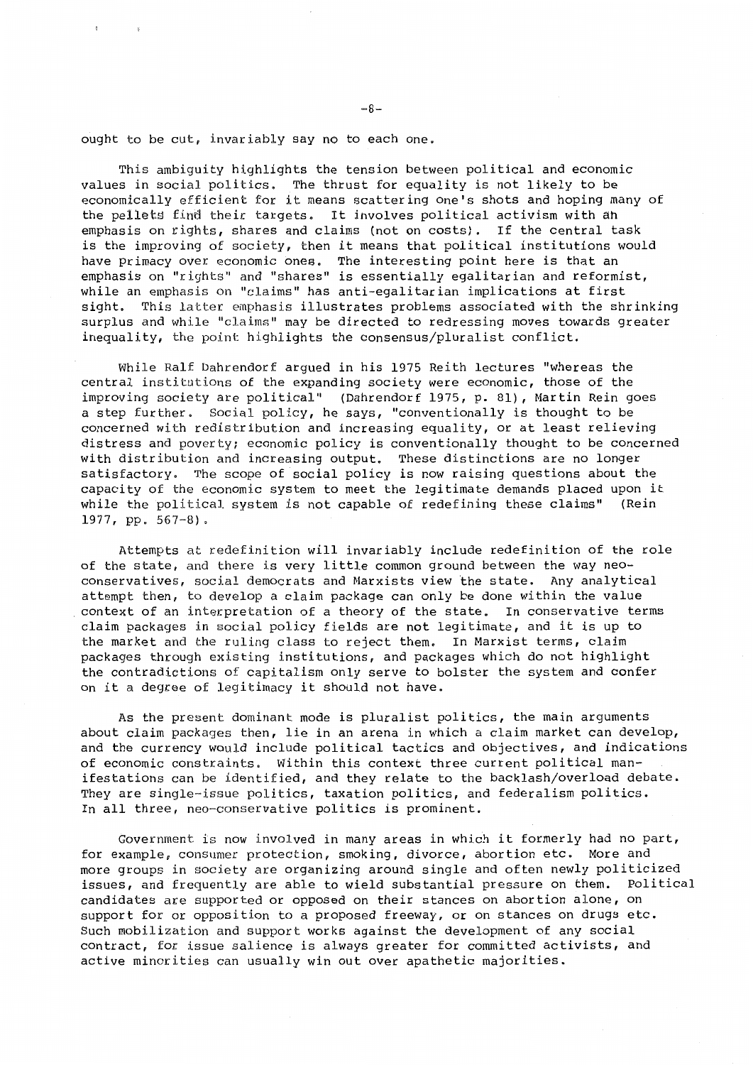ought to be cut, invariably say no to each one.

This ambiguity highlights the tension between political and economic values in social politics. The thrust for equality is not likely to be economically efficient for it means scattering one's shots and hoping many of the pellets find their targets. It involves political activism with an emphasis on rights, shares and claims (not on costs). If the central task is the improving of society, then it means that political institutions would have primacy over economic ones. The interesting point here is that an emphasis on "rights" and "shares" is essentially egalitarian and reformist, while an emphasis on "claims" has anti-egalitarian implications at first sight. This latter emphasis illustrates problems associated with the shrinking surplus and while "claims" may be directed to redressing moves towards greater inequality, the point highlights the consensus/pluralist conflict.

While Ralf Dahrendorf argued in his 1975 Reith lectures "whereas the central institutions of the expanding society were economic, those of the improving society are political" (Dahrendorf 1975, p. 81), Martin Rein goes a step further. Social policy, he says, "conventionally is thought to be concerned with redistribution and increasing equality, or at least relieving distress and poverty; economic policy is conventionally thought to be concerned with distribution and increasing output. These distinctions are no longer satisfactory. The scope of social policy is now raising questions about the capacity of the economic system to meet the legitimate demands placed upon it while the political system is not capable of redefining these claims" (Rein 1977, pp. 567-8).

Attempts at redefinition will invariably include redefinition of the role of the state, and there is very little common ground between the way neo-conservatives, social democrats and Marxists view the state. Any analytical attempt then, to develop a claim package can only be done within the value context of an interpretation of a theory of the state. In conservative terms claim packages in social policy fields are not legitimate, and it is up to the market and the ruling class to reject them. In Marxist terms, claim packages through existing institutions, and packages which do not highlight the contradictions of capitalism only serve to bolster the system and confer on it a degree of legitimacy it should not have.

As the present dominant mode is pluralist politics, the main arguments about claim packages then, lie in an arena in which a claim market can develop, and the currency would include political tactics and objectives, and indications of economic constraints. Within this context three current political manifestations can be identified, and they relate to the backlash/overload debate. They are single-issue politics, taxation politics, and federalism politics. In all three, neo-conservative politics is prominent.

Government is now involved in many areas in which it formerly had no part, for example, consumer protection, smoking, divorce, abortion etc. More and more groups in society are organizing around single and often newly politicized issues, and frequently are able to wield substantial pressure on them. Political candidates are supported or opposed on their stances on abortion alone, on support for or opposition to a proposed freeway, or on stances on drugs etc. Such mobilization and support works against the development of any social contract, for issue salience is always greater for committed activists, and active minorities can usually win out over apathetic majorities.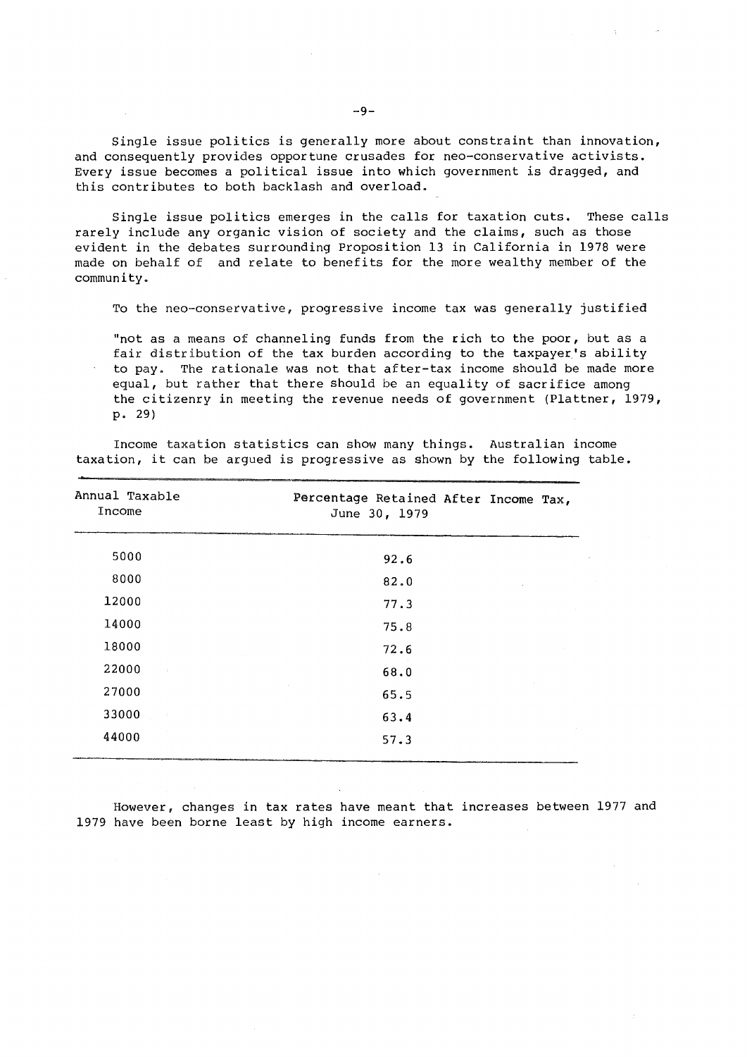Single issue politics is generally more about constraint than innovation, and consequently provides opportune crusades for neo-conservative activists. Every issue becomes a political issue into which government is dragged, and this contributes to both backlash and overload.

Single issue politics emerges in the calls for taxation cuts. These calls rarely include any organic vision of society and the claims, such as those evident in the debates surrounding Proposition 13 in California in 1978 were made on behalf of and relate to benefits for the more wealthy member of the community.

To the neo-conservative, progressive income tax was generally justified

> "not as a means of channeling funds from the rich to the poor, but as a fair distribution of the tax burden according to the taxpayer's ability to pay. The rationale was not that after-tax income should be made more equal, but rather that there should be an equality of sacrifice among the citizenry in meeting the revenue needs of government (Plattner, 1979, p. 29)

Income taxation statistics can show many things. Australian income taxation, it can be argued is progressive as shown by the following table.

| Annual Taxable Income | Percentage Retained After Income Tax, June 30, 1979 |
|---|---|
| 5000 | 92.6 |
| 8000 | 82.0 |
| 12000 | 77.3 |
| 14000 | 75.8 |
| 18000 | 72.6 |
| 22000 | 68.0 |
| 27000 | 65.5 |
| 33000 | 63.4 |
| 44000 | 57.3 |

However, changes in tax rates have meant that increases between 1977 and 1979 have been borne least by high income earners.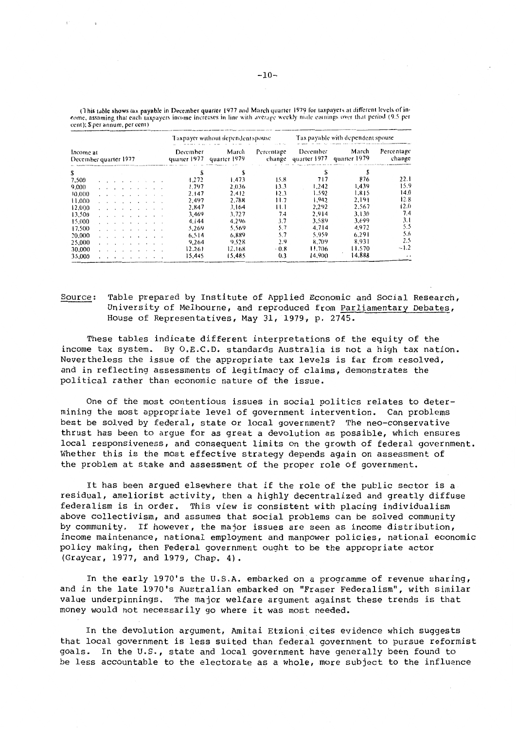(This table shows tax payable in December quarter 1977 and March quarter 1979 for taxpayers at different levels of income, assuming that each taxpayers income increases in line with average weekly male earnings over that period (9.5 per cent); $ per annum, per cent)

| Income at December quarter 1977 | Taxpayer without dependent spouse | | | Tax payable with dependent spouse | | |
|---|---|---|---|---|---|---|
| | December quarter 1977 | March quarter 1979 | Percentage change | December quarter 1977 | March quarter 1979 | Percentage change |
| $ | $ | $ | | $ | $ | |
| 7,500 | 1,272 | 1,473 | 15.8 | 717 | 876 | 22.1 |
| 9,000 | 1,797 | 2,036 | 13.3 | 1,242 | 1,439 | 15.9 |
| 10,000 | 2,147 | 2,412 | 12.3 | 1,592 | 1,815 | 14.0 |
| 11,000 | 2,497 | 2,788 | 11.7 | 1,942 | 2,191 | 12.8 |
| 12,000 | 2,847 | 3,164 | 11.1 | 2,292 | 2,567 | 12.0 |
| 13,500 | 3,469 | 3,727 | 7.4 | 2,914 | 3,130 | 7.4 |
| 15,000 | 4,144 | 4,296 | 3.7 | 3,589 | 3,699 | 3.1 |
| 17,500 | 5,269 | 5,569 | 5.7 | 4,714 | 4,972 | 5.5 |
| 20,000 | 6,514 | 6,889 | 5.7 | 5,959 | 6,291 | 5.6 |
| 25,000 | 9,264 | 9,528 | 2.9 | 8,709 | 8,931 | 2.5 |
| 30,000 | 12,261 | 12,168 | -0.8 | 11,706 | 11,570 | -1.2 |
| 35,000 | 15,445 | 15,485 | 0.3 | 14,900 | 14,888 | .. |

Source: Table prepared by Institute of Applied Economic and Social Research, University of Melbourne, and reproduced from Parliamentary Debates, House of Representatives, May 31, 1979, p. 2745.

These tables indicate different interpretations of the equity of the income tax system. By O.E.C.D. standards Australia is not a high tax nation. Nevertheless the issue of the appropriate tax levels is far from resolved, and in reflecting assessments of legitimacy of claims, demonstrates the political rather than economic nature of the issue.

One of the most contentious issues in social politics relates to determining the most appropriate level of government intervention. Can problems best be solved by federal, state or local government? The neo-conservative thrust has been to argue for as great a devolution as possible, which ensures local responsiveness, and consequent limits on the growth of federal government. Whether this is the most effective strategy depends again on assessment of the problem at stake and assessment of the proper role of government.

It has been argued elsewhere that if the role of the public sector is a residual, ameliorist activity, then a highly decentralized and greatly diffuse federalism is in order. This view is consistent with placing individualism above collectivism, and assumes that social problems can be solved community by community. If however, the major issues are seen as income distribution, income maintenance, national employment and manpower policies, national economic policy making, then Federal government ought to be the appropriate actor (Graycar, 1977, and 1979, Chap. 4).

In the early 1970's the U.S.A. embarked on a programme of revenue sharing, and in the late 1970's Australian embarked on "Fraser Federalism", with similar value underpinnings. The major welfare argument against these trends is that money would not necessarily go where it was most needed.

In the devolution argument, Amitai Etzioni cites evidence which suggests that local government is less suited than federal government to pursue reformist goals. In the U.S., state and local government have generally been found to be less accountable to the electorate as a whole, more subject to the influence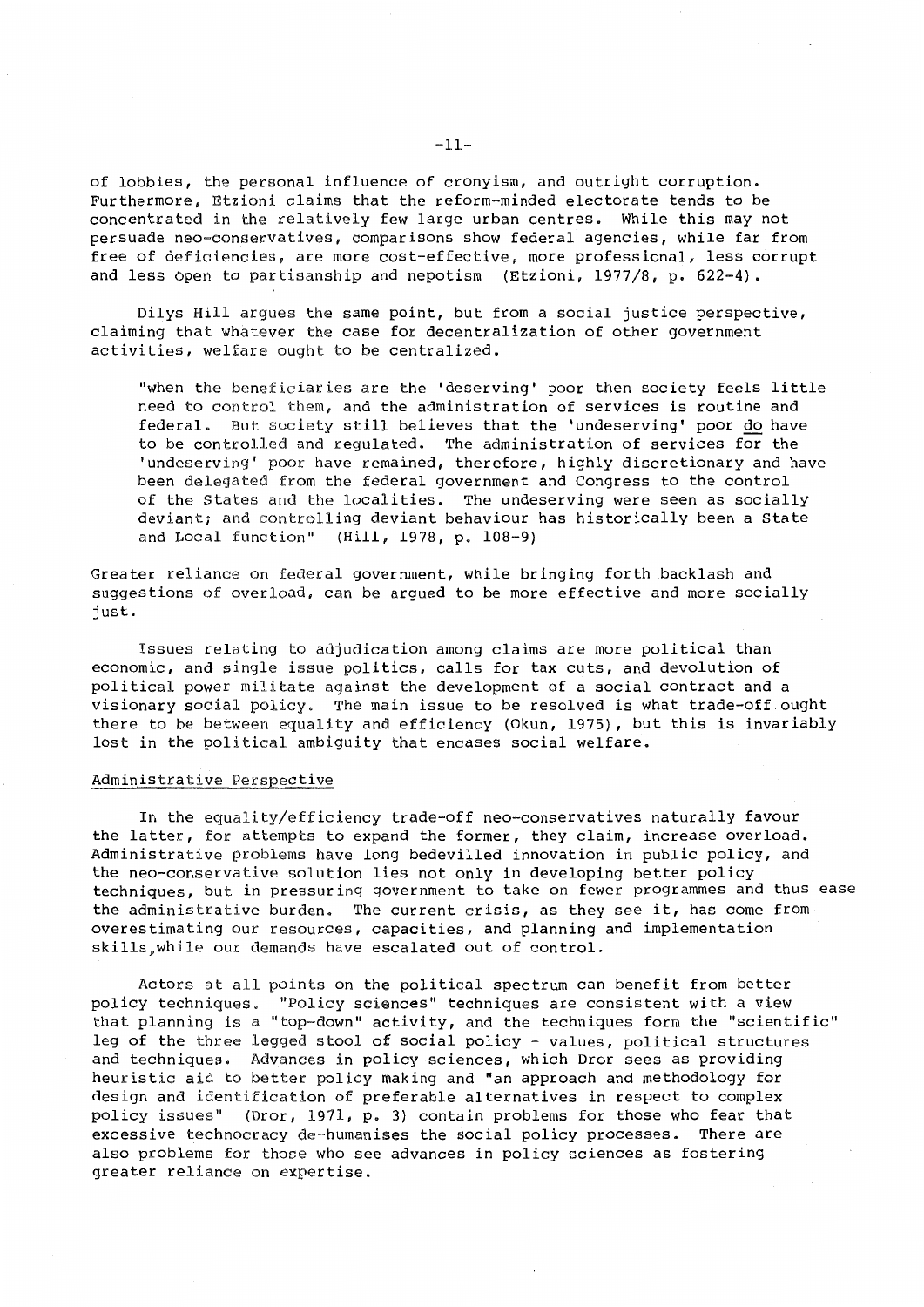of lobbies, the personal influence of cronyism, and outright corruption. Furthermore, Etzioni claims that the reform-minded electorate tends to be concentrated in the relatively few large urban centres. While this may not persuade neo-conservatives, comparisons show federal agencies, while far from free of deficiencies, are more cost-effective, more professional, less corrupt and less open to partisanship and nepotism (Etzioni, 1977/8, p. 622-4).

Dilys Hill argues the same point, but from a social justice perspective, claiming that whatever the case for decentralization of other government activities, welfare ought to be centralized.

> "when the beneficiaries are the 'deserving' poor then society feels little need to control them, and the administration of services is routine and federal. But society still believes that the 'undeserving' poor <u>do</u> have to be controlled and regulated. The administration of services for the 'undeserving' poor have remained, therefore, highly discretionary and have been delegated from the federal government and Congress to the control of the States and the localities. The undeserving were seen as socially deviant; and controlling deviant behaviour has historically been a State and Local function" (Hill, 1978, p. 108-9)

Greater reliance on federal government, while bringing forth backlash and suggestions of overload, can be argued to be more effective and more socially just.

Issues relating to adjudication among claims are more political than economic, and single issue politics, calls for tax cuts, and devolution of political power militate against the development of a social contract and a visionary social policy. The main issue to be resolved is what trade-off ought there to be between equality and efficiency (Okun, 1975), but this is invariably lost in the political ambiguity that encases social welfare.

## Administrative Perspective

In the equality/efficiency trade-off neo-conservatives naturally favour the latter, for attempts to expand the former, they claim, increase overload. Administrative problems have long bedevilled innovation in public policy, and the neo-conservative solution lies not only in developing better policy techniques, but in pressuring government to take on fewer programmes and thus ease the administrative burden. The current crisis, as they see it, has come from overestimating our resources, capacities, and planning and implementation skills, while our demands have escalated out of control.

Actors at all points on the political spectrum can benefit from better policy techniques. "Policy sciences" techniques are consistent with a view that planning is a "top-down" activity, and the techniques form the "scientific" leg of the three legged stool of social policy - values, political structures and techniques. Advances in policy sciences, which Dror sees as providing heuristic aid to better policy making and "an approach and methodology for design and identification of preferable alternatives in respect to complex policy issues" (Dror, 1971, p. 3) contain problems for those who fear that excessive technocracy de-humanises the social policy processes. There are also problems for those who see advances in policy sciences as fostering greater reliance on expertise.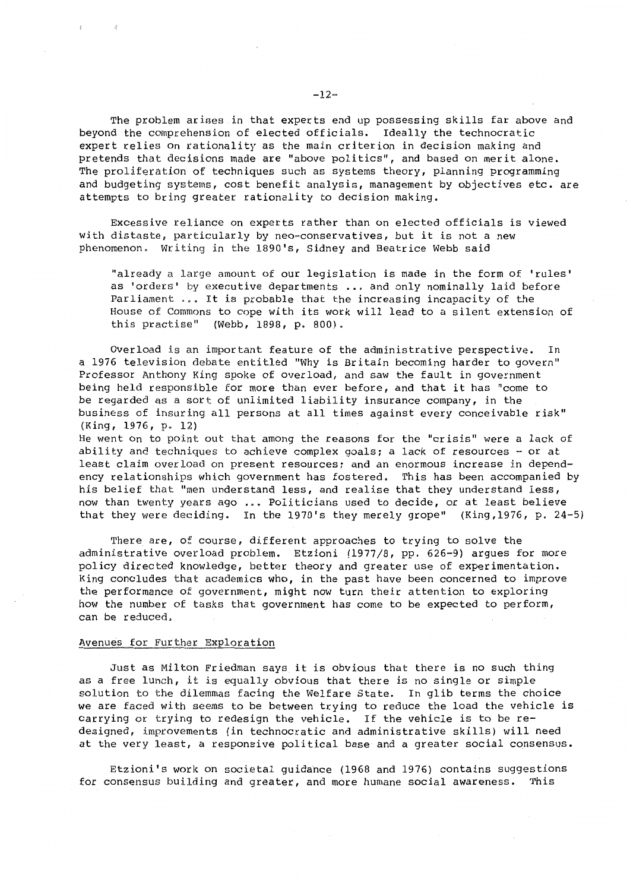The problem arises in that experts end up possessing skills far above and beyond the comprehension of elected officials. Ideally the technocratic expert relies on rationality as the main criterion in decision making and pretends that decisions made are "above politics", and based on merit alone. The proliferation of techniques such as systems theory, planning programming and budgeting systems, cost benefit analysis, management by objectives etc. are attempts to bring greater rationality to decision making.

Excessive reliance on experts rather than on elected officials is viewed with distaste, particularly by neo-conservatives, but it is not a new phenomenon. Writing in the 1890's, Sidney and Beatrice Webb said

> "already a large amount of our legislation is made in the form of 'rules' as 'orders' by executive departments ... and only nominally laid before Parliament ... It is probable that the increasing incapacity of the House of Commons to cope with its work will lead to a silent extension of this practise" (Webb, 1898, p. 800).

Overload is an important feature of the administrative perspective. In a 1976 television debate entitled "Why is Britain becoming harder to govern" Professor Anthony King spoke of overload, and saw the fault in government being held responsible for more than ever before, and that it has "come to be regarded as a sort of unlimited liability insurance company, in the business of insuring all persons at all times against every conceivable risk" (King, 1976, p. 12)
He went on to point out that among the reasons for the "crisis" were a lack of ability and techniques to achieve complex goals; a lack of resources - or at least claim overload on present resources; and an enormous increase in dependency relationships which government has fostered. This has been accompanied by his belief that "men understand less, and realise that they understand less, now than twenty years ago ... Politicians used to decide, or at least believe that they were deciding. In the 1970's they merely grope" (King,1976, p. 24-5)

There are, of course, different approaches to trying to solve the administrative overload problem. Etzioni (1977/8, pp. 626-9) argues for more policy directed knowledge, better theory and greater use of experimentation. King concludes that academics who, in the past have been concerned to improve the performance of government, might now turn their attention to exploring how the number of tasks that government has come to be expected to perform, can be reduced.

## Avenues for Further Exploration

Just as Milton Friedman says it is obvious that there is no such thing as a free lunch, it is equally obvious that there is no single or simple solution to the dilemmas facing the Welfare State. In glib terms the choice we are faced with seems to be between trying to reduce the load the vehicle is carrying or trying to redesign the vehicle. If the vehicle is to be redesigned, improvements (in technocratic and administrative skills) will need at the very least, a responsive political base and a greater social consensus.

Etzioni's work on societal guidance (1968 and 1976) contains suggestions for consensus building and greater, and more humane social awareness. This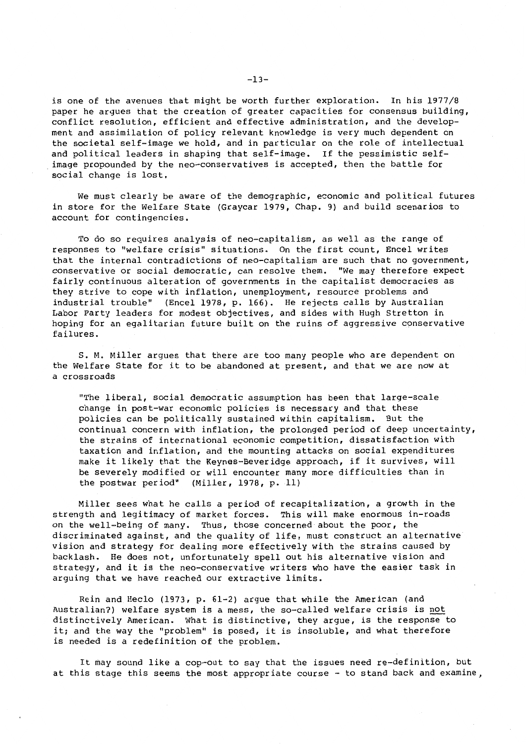is one of the avenues that might be worth further exploration. In his 1977/8 paper he argues that the creation of greater capacities for consensus building, conflict resolution, efficient and effective administration, and the development and assimilation of policy relevant knowledge is very much dependent on the societal self-image we hold, and in particular on the role of intellectual and political leaders in shaping that self-image. If the pessimistic self-image propounded by the neo-conservatives is accepted, then the battle for social change is lost.

We must clearly be aware of the demographic, economic and political futures in store for the Welfare State (Graycar 1979, Chap. 9) and build scenarios to account for contingencies.

To do so requires analysis of neo-capitalism, as well as the range of responses to "welfare crisis" situations. On the first count, Encel writes that the internal contradictions of neo-capitalism are such that no government, conservative or social democratic, can resolve them. "We may therefore expect fairly continuous alteration of governments in the capitalist democracies as they strive to cope with inflation, unemployment, resource problems and industrial trouble" (Encel 1978, p. 166). He rejects calls by Australian Labor Party leaders for modest objectives, and sides with Hugh Stretton in hoping for an egalitarian future built on the ruins of aggressive conservative failures.

S. M. Miller argues that there are too many people who are dependent on the Welfare State for it to be abandoned at present, and that we are now at a crossroads

> "The liberal, social democratic assumption has been that large-scale change in post-war economic policies is necessary and that these policies can be politically sustained within capitalism. But the continual concern with inflation, the prolonged period of deep uncertainty, the strains of international economic competition, dissatisfaction with taxation and inflation, and the mounting attacks on social expenditures make it likely that the Keynes-Beveridge approach, if it survives, will be severely modified or will encounter many more difficulties than in the postwar period" (Miller, 1978, p. 11)

Miller sees what he calls a period of recapitalization, a growth in the strength and legitimacy of market forces. This will make enormous in-roads on the well-being of many. Thus, those concerned about the poor, the discriminated against, and the quality of life, must construct an alternative vision and strategy for dealing more effectively with the strains caused by backlash. He does not, unfortunately spell out his alternative vision and strategy, and it is the neo-conservative writers who have the easier task in arguing that we have reached our extractive limits.

Rein and Heclo (1973, p. 61-2) argue that while the American (and Australian?) welfare system is a mess, the so-called welfare crisis is <u>not</u> distinctively American. What is distinctive, they argue, is the response to it; and the way the "problem" is posed, it is insoluble, and what therefore is needed is a redefinition of the problem.

It may sound like a cop-out to say that the issues need re-definition, but at this stage this seems the most appropriate course - to stand back and examine,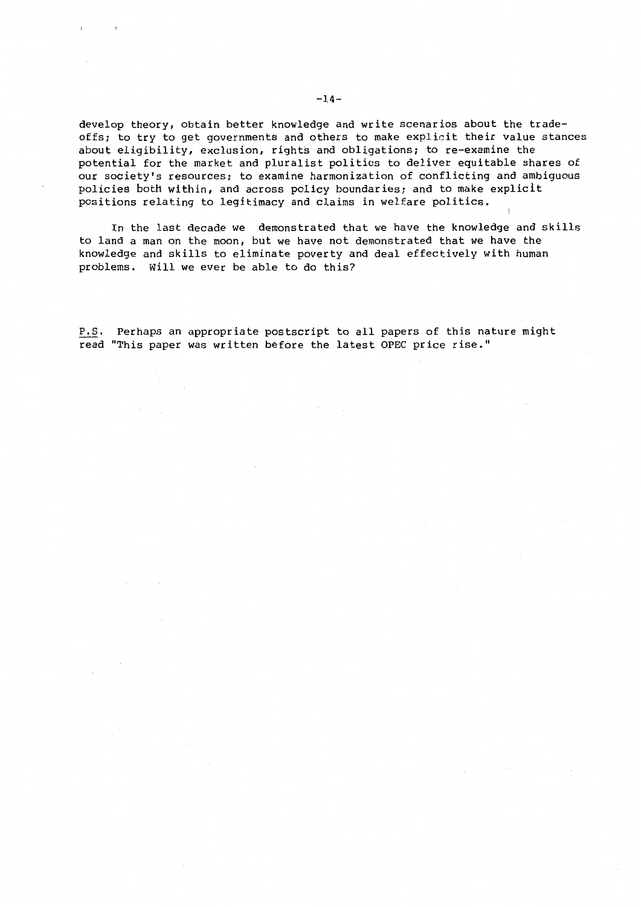develop theory, obtain better knowledge and write scenarios about the trade-offs; to try to get governments and others to make explicit their value stances about eligibility, exclusion, rights and obligations; to re-examine the potential for the market and pluralist politics to deliver equitable shares of our society's resources; to examine harmonization of conflicting and ambiguous policies both within, and across policy boundaries; and to make explicit positions relating to legitimacy and claims in welfare politics.

In the last decade we demonstrated that we have the knowledge and skills to land a man on the moon, but we have not demonstrated that we have the knowledge and skills to eliminate poverty and deal effectively with human problems. Will we ever be able to do this?

P.S. Perhaps an appropriate postscript to all papers of this nature might read "This paper was written before the latest OPEC price rise."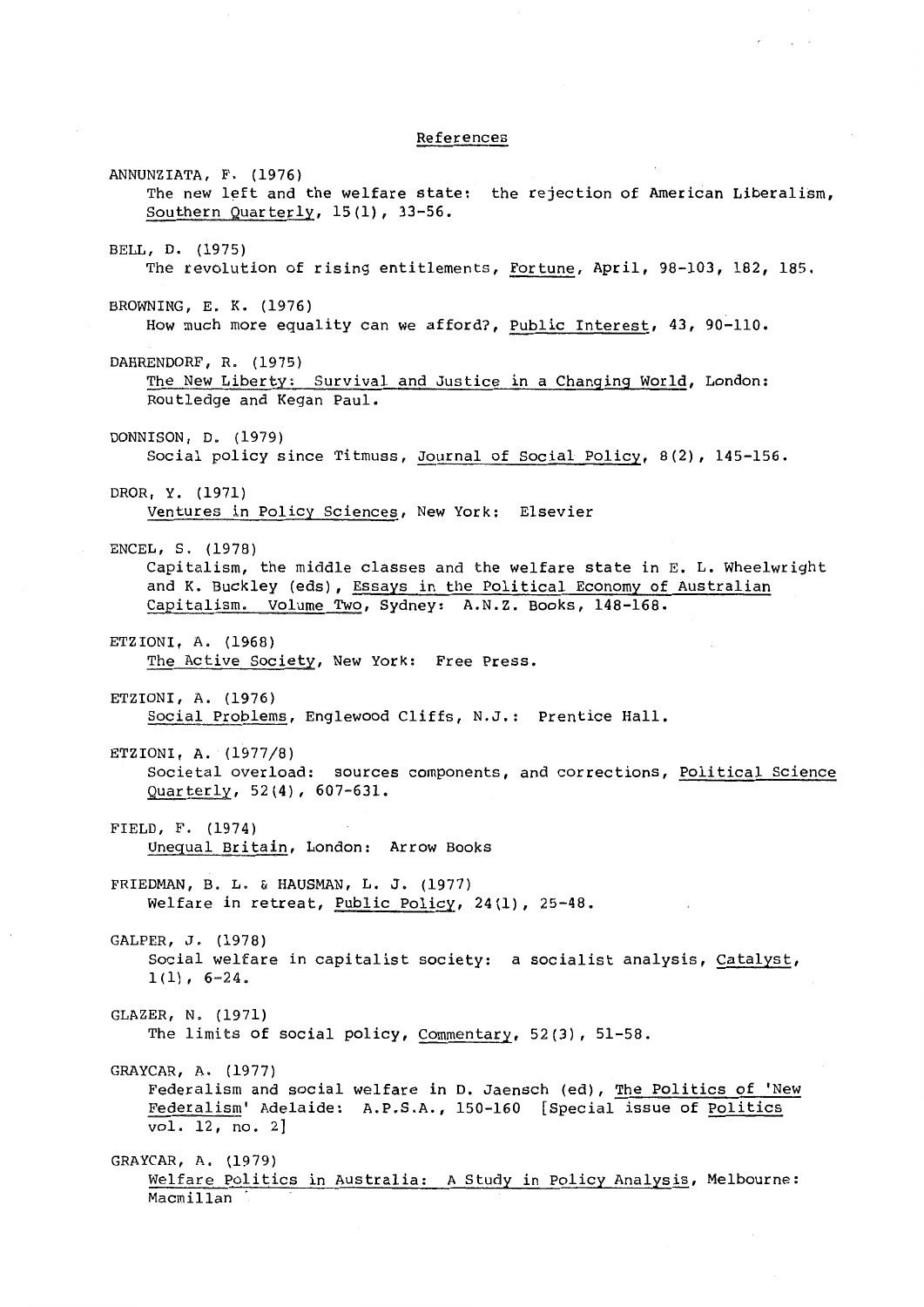## References

ANNUNZIATA, F. (1976)
The new left and the welfare state: the rejection of American Liberalism, Southern Quarterly, 15(1), 33-56.

BELL, D. (1975)
The revolution of rising entitlements, Fortune, April, 98-103, 182, 185.

BROWNING, E. K. (1976)
How much more equality can we afford?, Public Interest, 43, 90-110.

DAHRENDORF, R. (1975)
The New Liberty: Survival and Justice in a Changing World, London: Routledge and Kegan Paul.

DONNISON, D. (1979)
Social policy since Titmuss, Journal of Social Policy, 8(2), 145-156.

DROR, Y. (1971)
Ventures in Policy Sciences, New York: Elsevier

ENCEL, S. (1978)
Capitalism, the middle classes and the welfare state in E. L. Wheelwright and K. Buckley (eds), Essays in the Political Economy of Australian Capitalism. Volume Two, Sydney: A.N.Z. Books, 148-168.

ETZIONI, A. (1968)
The Active Society, New York: Free Press.

ETZIONI, A. (1976)
Social Problems, Englewood Cliffs, N.J.: Prentice Hall.

ETZIONI, A. (1977/8)
Societal overload: sources components, and corrections, Political Science Quarterly, 52(4), 607-631.

FIELD, F. (1974)
Unequal Britain, London: Arrow Books

FRIEDMAN, B. L. & HAUSMAN, L. J. (1977)
Welfare in retreat, Public Policy, 24(1), 25-48.

GALPER, J. (1978)
Social welfare in capitalist society: a socialist analysis, Catalyst, 1(1), 6-24.

GLAZER, N. (1971)
The limits of social policy, Commentary, 52(3), 51-58.

GRAYCAR, A. (1977)
Federalism and social welfare in D. Jaensch (ed), The Politics of 'New Federalism' Adelaide: A.P.S.A., 150-160 [Special issue of Politics vol. 12, no. 2]

GRAYCAR, A. (1979)
Welfare Politics in Australia: A Study in Policy Analysis, Melbourne: Macmillan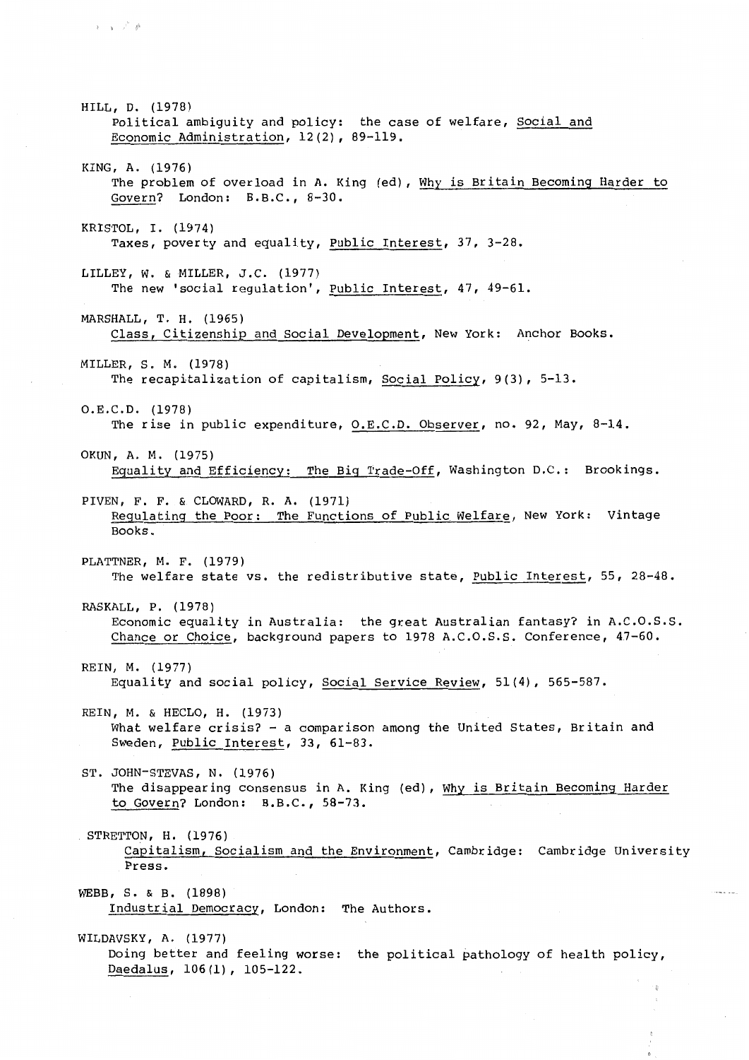HILL, D. (1978)
Political ambiguity and policy: the case of welfare, Social and Economic Administration, 12(2), 89-119.

KING, A. (1976)
The problem of overload in A. King (ed), Why is Britain Becoming Harder to Govern? London: B.B.C., 8-30.

KRISTOL, I. (1974)
Taxes, poverty and equality, Public Interest, 37, 3-28.

LILLEY, W. & MILLER, J.C. (1977)
The new 'social regulation', Public Interest, 47, 49-61.

MARSHALL, T. H. (1965)
Class, Citizenship and Social Development, New York: Anchor Books.

MILLER, S. M. (1978)
The recapitalization of capitalism, Social Policy, 9(3), 5-13.

O.E.C.D. (1978)
The rise in public expenditure, O.E.C.D. Observer, no. 92, May, 8-14.

OKUN, A. M. (1975)
Equality and Efficiency: The Big Trade-Off, Washington D.C.: Brookings.

PIVEN, F. F. & CLOWARD, R. A. (1971)
Regulating the Poor: The Functions of Public Welfare, New York: Vintage Books.

PLATTNER, M. F. (1979)
The welfare state vs. the redistributive state, Public Interest, 55, 28-48.

RASKALL, P. (1978)
Economic equality in Australia: the great Australian fantasy? in A.C.O.S.S. Chance or Choice, background papers to 1978 A.C.O.S.S. Conference, 47-60.

REIN, M. (1977)
Equality and social policy, Social Service Review, 51(4), 565-587.

REIN, M. & HECLO, H. (1973)
What welfare crisis? - a comparison among the United States, Britain and Sweden, Public Interest, 33, 61-83.

ST. JOHN-STEVAS, N. (1976)
The disappearing consensus in A. King (ed), Why is Britain Becoming Harder to Govern? London: B.B.C., 58-73.

STRETTON, H. (1976)
Capitalism, Socialism and the Environment, Cambridge: Cambridge University Press.

WEBB, S. & B. (1898)
Industrial Democracy, London: The Authors.

WILDAVSKY, A. (1977)
Doing better and feeling worse: the political pathology of health policy, Daedalus, 106(1), 105-122.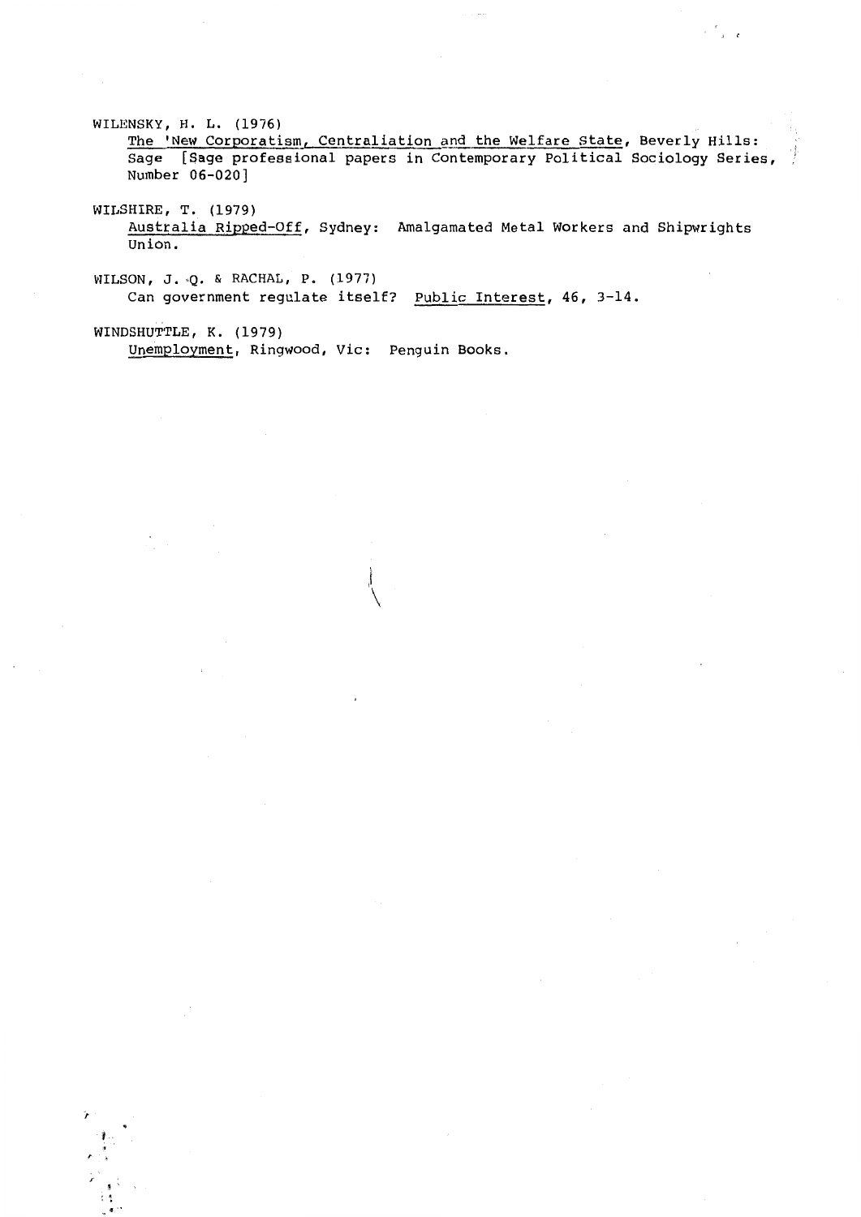WILENSKY, H. L. (1976)
The 'New Corporatism, Centraliation and the Welfare State, Beverly Hills: Sage [Sage professional papers in Contemporary Political Sociology Series, Number 06-020]

WILSHIRE, T. (1979)
Australia Ripped-Off, Sydney: Amalgamated Metal Workers and Shipwrights Union.

WILSON, J. Q. & RACHAL, P. (1977)
Can government regulate itself? Public Interest, 46, 3-14.

WINDSHUTTLE, K. (1979)
Unemployment, Ringwood, Vic: Penguin Books.